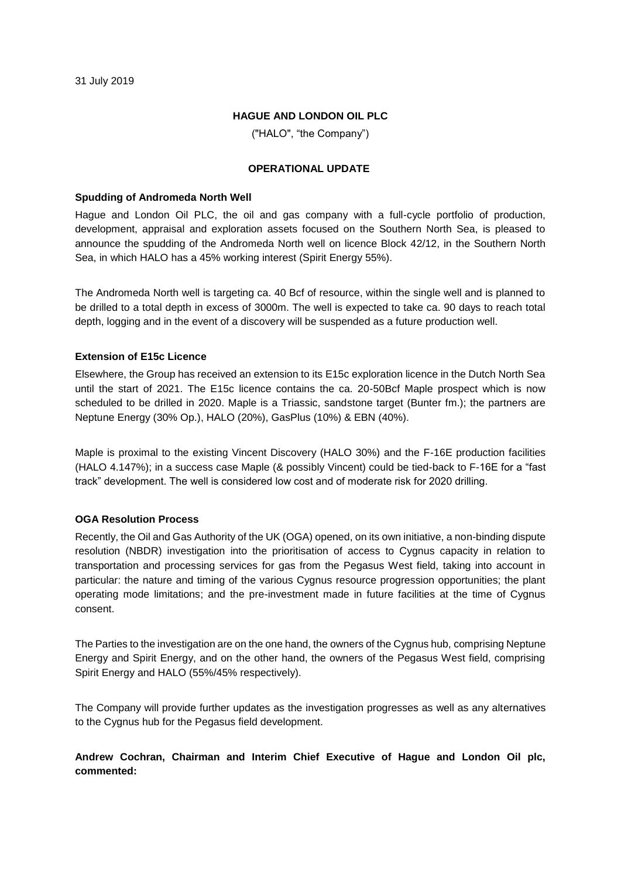31 July 2019

**HAGUE AND LONDON OIL PLC**

("HALO", "the Company")

**OPERATIONAL UPDATE**

**Spudding of Andromeda North Well**

Hague and London Oil PLC, the oil and gas company with a full-cycle portfolio of production, development, appraisal and exploration assets focused on the Southern North Sea, is pleased to announce the spudding of the Andromeda North well on licence Block 42/12, in the Southern North Sea, in which HALO has a 45% working interest (Spirit Energy 55%).

The Andromeda North well is targeting ca. 40 Bcf of resource, within the single well and is planned to be drilled to a total depth in excess of 3000m. The well is expected to take ca. 90 days to reach total depth, logging and in the event of a discovery will be suspended as a future production well.

**Extension of E15c Licence**

Elsewhere, the Group has received an extension to its E15c exploration licence in the Dutch North Sea until the start of 2021. The E15c licence contains the ca. 20-50Bcf Maple prospect which is now scheduled to be drilled in 2020. Maple is a Triassic, sandstone target (Bunter fm.); the partners are Neptune Energy (30% Op.), HALO (20%), GasPlus (10%) & EBN (40%).

Maple is proximal to the existing Vincent Discovery (HALO 30%) and the F-16E production facilities (HALO 4.147%); in a success case Maple (& possibly Vincent) could be tied-back to F-16E for a "fast track" development. The well is considered low cost and of moderate risk for 2020 drilling.

**OGA Resolution Process**

Recently, the Oil and Gas Authority of the UK (OGA) opened, on its own initiative, a non-binding dispute resolution (NBDR) investigation into the prioritisation of access to Cygnus capacity in relation to transportation and processing services for gas from the Pegasus West field, taking into account in particular: the nature and timing of the various Cygnus resource progression opportunities; the plant operating mode limitations; and the pre-investment made in future facilities at the time of Cygnus consent.

The Parties to the investigation are on the one hand, the owners of the Cygnus hub, comprising Neptune Energy and Spirit Energy, and on the other hand, the owners of the Pegasus West field, comprising Spirit Energy and HALO (55%/45% respectively).

The Company will provide further updates as the investigation progresses as well as any alternatives to the Cygnus hub for the Pegasus field development.

**Andrew Cochran, Chairman and Interim Chief Executive of Hague and London Oil plc, commented:**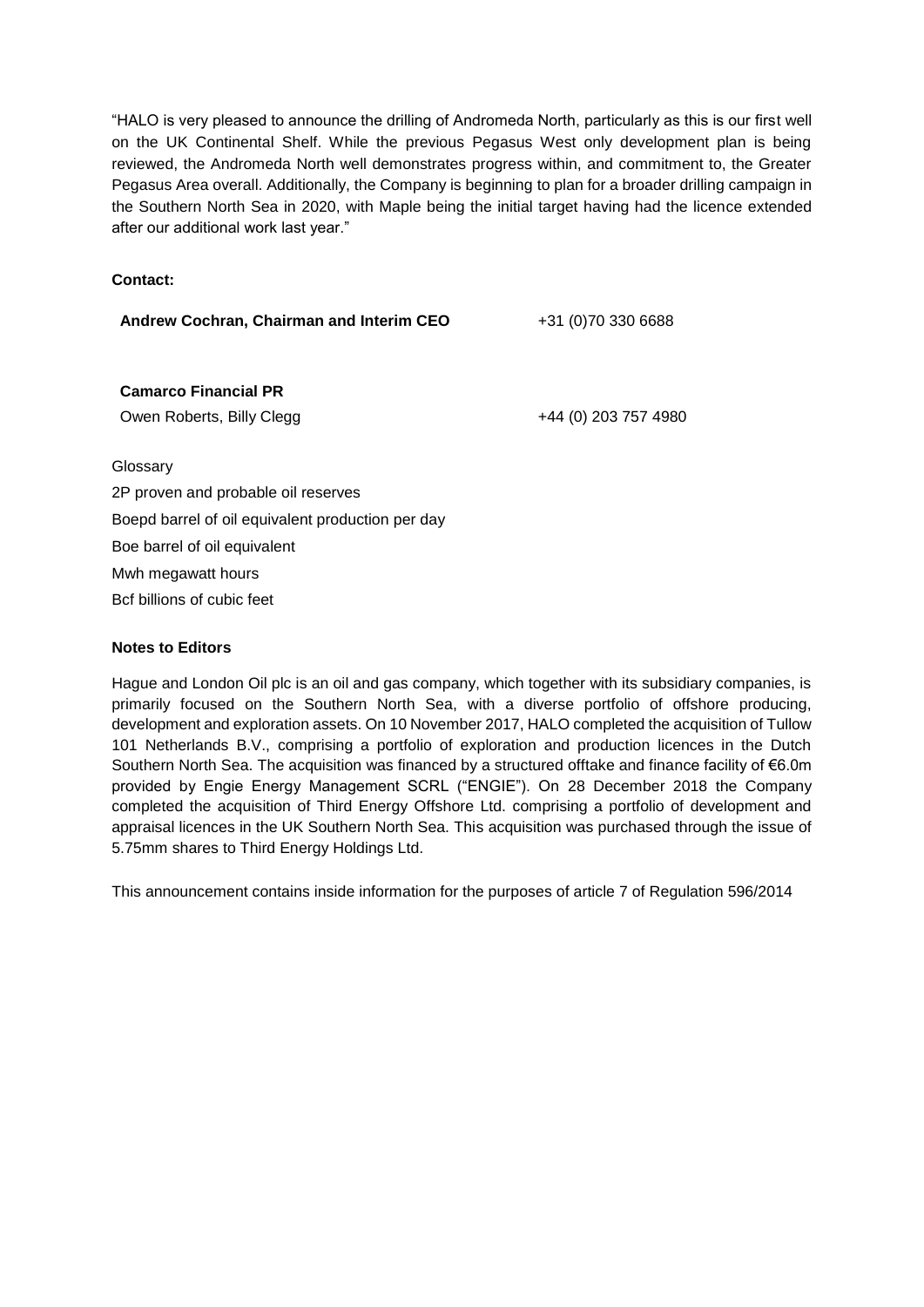"HALO is very pleased to announce the drilling of Andromeda North, particularly as this is our first well on the UK Continental Shelf. While the previous Pegasus West only development plan is being reviewed, the Andromeda North well demonstrates progress within, and commitment to, the Greater Pegasus Area overall. Additionally, the Company is beginning to plan for a broader drilling campaign in the Southern North Sea in 2020, with Maple being the initial target having had the licence extended after our additional work last year."

**Contact:**

| | |
|---|---|
| **Andrew Cochran, Chairman and Interim CEO** | +31 (0)70 330 6688 |
| **Camarco Financial PR** | |
| Owen Roberts, Billy Clegg | +44 (0) 203 757 4980 |

Glossary

2P proven and probable oil reserves

Boepd barrel of oil equivalent production per day

Boe barrel of oil equivalent

Mwh megawatt hours

Bcf billions of cubic feet

**Notes to Editors**

Hague and London Oil plc is an oil and gas company, which together with its subsidiary companies, is primarily focused on the Southern North Sea, with a diverse portfolio of offshore producing, development and exploration assets. On 10 November 2017, HALO completed the acquisition of Tullow 101 Netherlands B.V., comprising a portfolio of exploration and production licences in the Dutch Southern North Sea. The acquisition was financed by a structured offtake and finance facility of €6.0m provided by Engie Energy Management SCRL ("ENGIE"). On 28 December 2018 the Company completed the acquisition of Third Energy Offshore Ltd. comprising a portfolio of development and appraisal licences in the UK Southern North Sea. This acquisition was purchased through the issue of 5.75mm shares to Third Energy Holdings Ltd.

This announcement contains inside information for the purposes of article 7 of Regulation 596/2014